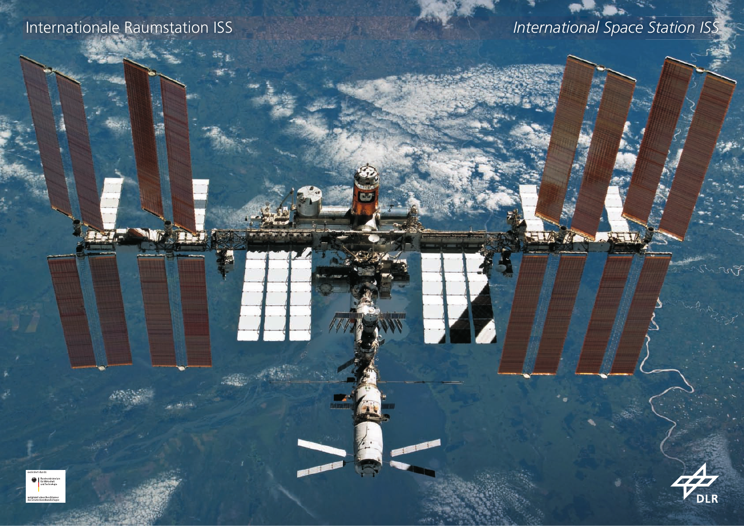Internationale Raumstation ISS

*International Space Station ISS*

Gefördert durch:

Bundesministerium für Wirtschaft und Technologie

aufgrund eines Beschlusses des Deutschen Bundestages

DLR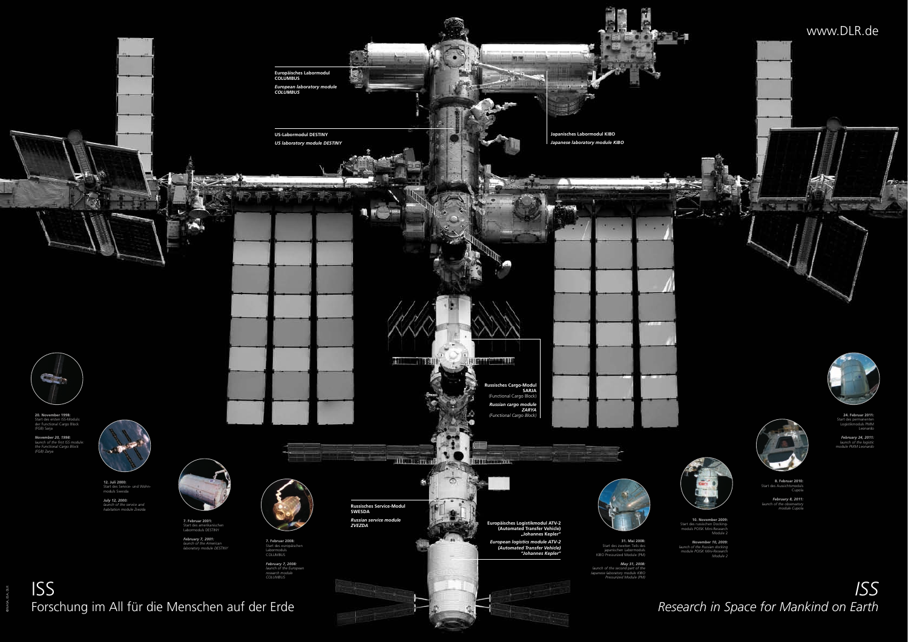www.DLR.de

**Europäisches Labormodul COLUMBUS**

***European laboratory module COLUMBUS***

**US-Labormodul DESTINY**

***US laboratory module DESTINY***

**Japanisches Labormodul KIBO**

***Japanese laboratory module KIBO***

**Russisches Cargo-Modul SARJA**
(Functional Cargo Block)

***Russian cargo module ZARYA***
*(Functional Cargo Block)*

**Russisches Service-Modul SWESDA**

***Russian service module ZVEZDA***

**Europäisches Logistikmodul ATV-2 (Automated Transfer Vehicle) „Johannes Kepler"**

***European logistics module ATV-2 (Automated Transfer Vehicle) "Johannes Kepler"***

**20. November 1998:**
Start des ersten ISS-Moduls der Functional Cargo Block (FGB) Sarja

***November 20, 1998:***
*launch of the first ISS module the Functional Cargo Block (FGB) Zarya*

**12. Juli 2000:**
Start des Service- und Wohnmoduls Swesda

***July 12, 2000:***
*launch of the service and habitation module Zvezda*

**7. Februar 2001:**
Start des amerikanischen Labormoduls DESTINY

***February 7, 2001:***
*launch of the American laboratory module DESTINY*

**7. Februar 2008:**
Start des europäischen Labormoduls COLUMBUS

***February 7, 2008:***
*launch of the European research module COLUMBUS*

**31. Mai 2008:**
Start des zweiten Teils des japanischen Labormoduls KIBO Pressurized Module (PM)

***May 31, 2008:***
*launch of the second part of the Japanese laboratory module KIBO Pressurized Module (PM)*

**10. November 2009:**
Start des russischen Dockingmoduls POISK Mini-Research Module 2

***November 10, 2009:***
*launch of the Russian docking module POISK Mini-Research Module 2*

**8. Februar 2010:**
Start des Aussichtsmoduls Cupola

***February 8, 2011:***
*launch of the observatory module Cupola*

**24. Februar 2011:**
Start des permanenten Logistikmoduls PMM Leonardo

***February 24, 2011:***
*launch of the logistic module PMM Leonardo*

# ISS

## Forschung im All für die Menschen auf der Erde

# *ISS*

## *Research in Space for Mankind on Earth*

©NASA, ESA, DLR